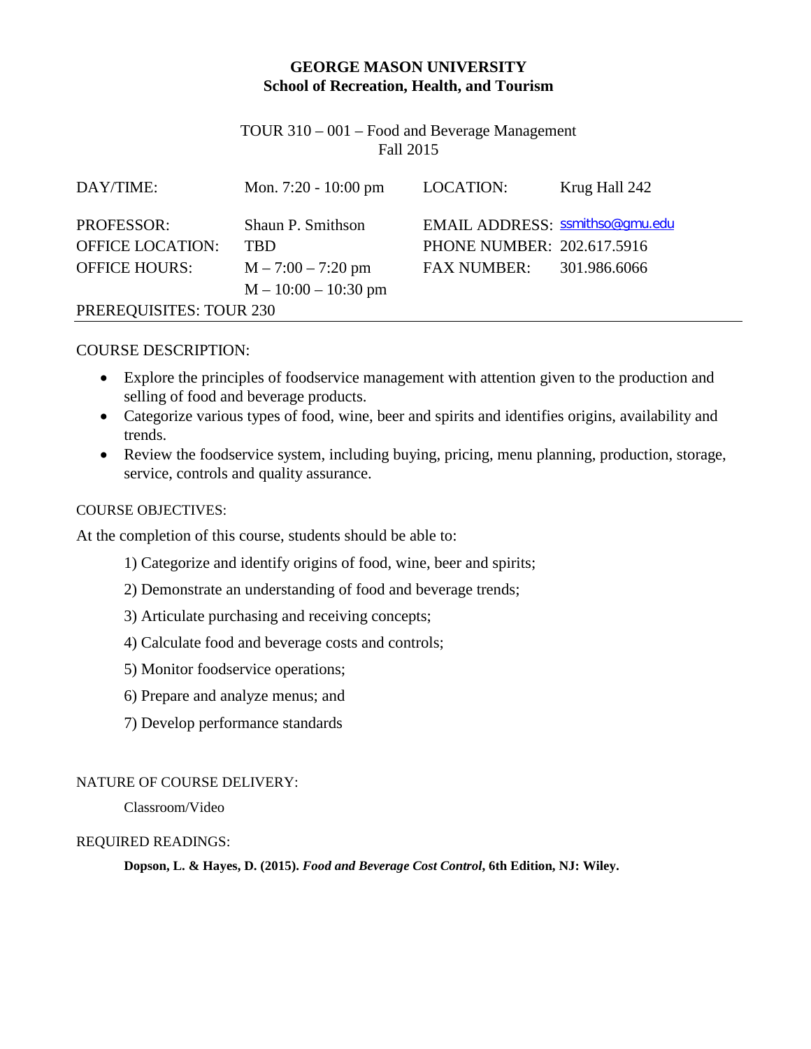# GEORGE MASON UNIVERSITY
## School of Recreation, Health, and Tourism

TOUR 310 – 001 – Food and Beverage Management
Fall 2015

| | | | |
|---|---|---|---|
| DAY/TIME: | Mon. 7:20 - 10:00 pm | LOCATION: | Krug Hall 242 |
| PROFESSOR: | Shaun P. Smithson | EMAIL ADDRESS: | ssmithso@gmu.edu |
| OFFICE LOCATION: | TBD | PHONE NUMBER: | 202.617.5916 |
| OFFICE HOURS: | M – 7:00 – 7:20 pm<br>M – 10:00 – 10:30 pm | FAX NUMBER: | 301.986.6066 |

PREREQUISITES: TOUR 230

COURSE DESCRIPTION:

- Explore the principles of foodservice management with attention given to the production and selling of food and beverage products.
- Categorize various types of food, wine, beer and spirits and identifies origins, availability and trends.
- Review the foodservice system, including buying, pricing, menu planning, production, storage, service, controls and quality assurance.

COURSE OBJECTIVES:

At the completion of this course, students should be able to:

1) Categorize and identify origins of food, wine, beer and spirits;

2) Demonstrate an understanding of food and beverage trends;

3) Articulate purchasing and receiving concepts;

4) Calculate food and beverage costs and controls;

5) Monitor foodservice operations;

6) Prepare and analyze menus; and

7) Develop performance standards

NATURE OF COURSE DELIVERY:

Classroom/Video

REQUIRED READINGS:

**Dopson, L. & Hayes, D. (2015).** ***Food and Beverage Cost Control*****, 6th Edition, NJ: Wiley.**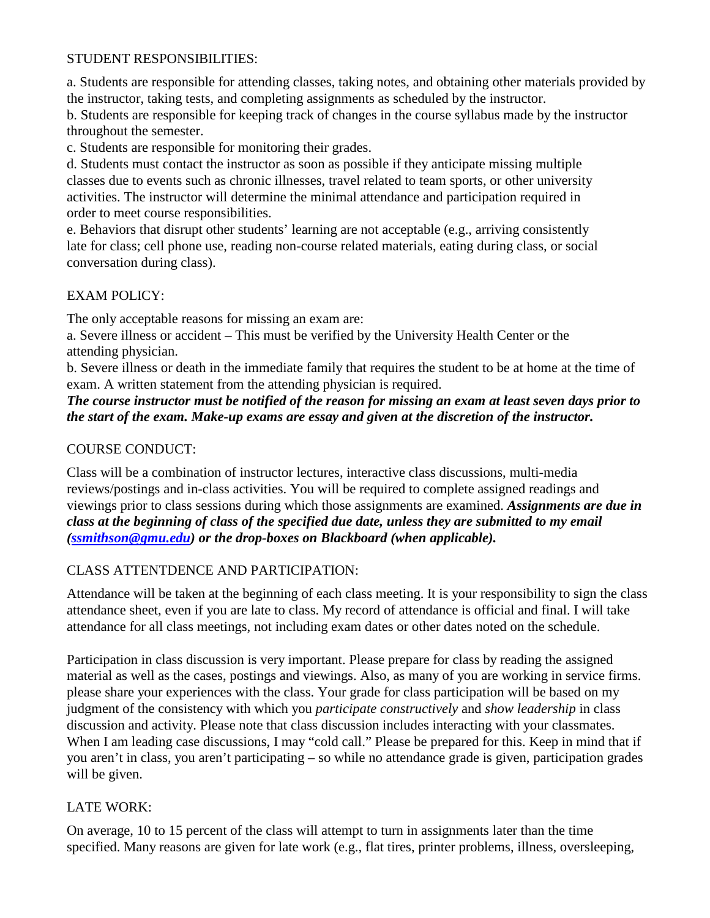STUDENT RESPONSIBILITIES:

a. Students are responsible for attending classes, taking notes, and obtaining other materials provided by the instructor, taking tests, and completing assignments as scheduled by the instructor.
b. Students are responsible for keeping track of changes in the course syllabus made by the instructor throughout the semester.
c. Students are responsible for monitoring their grades.
d. Students must contact the instructor as soon as possible if they anticipate missing multiple classes due to events such as chronic illnesses, travel related to team sports, or other university activities. The instructor will determine the minimal attendance and participation required in order to meet course responsibilities.
e. Behaviors that disrupt other students' learning are not acceptable (e.g., arriving consistently late for class; cell phone use, reading non-course related materials, eating during class, or social conversation during class).

EXAM POLICY:

The only acceptable reasons for missing an exam are:
a. Severe illness or accident – This must be verified by the University Health Center or the attending physician.
b. Severe illness or death in the immediate family that requires the student to be at home at the time of exam. A written statement from the attending physician is required.
***The course instructor must be notified of the reason for missing an exam at least seven days prior to the start of the exam. Make-up exams are essay and given at the discretion of the instructor.***

COURSE CONDUCT:

Class will be a combination of instructor lectures, interactive class discussions, multi-media reviews/postings and in-class activities. You will be required to complete assigned readings and viewings prior to class sessions during which those assignments are examined. ***Assignments are due in class at the beginning of class of the specified due date, unless they are submitted to my email (ssmithson@gmu.edu) or the drop-boxes on Blackboard (when applicable).***

CLASS ATTENTDENCE AND PARTICIPATION:

Attendance will be taken at the beginning of each class meeting. It is your responsibility to sign the class attendance sheet, even if you are late to class. My record of attendance is official and final. I will take attendance for all class meetings, not including exam dates or other dates noted on the schedule.

Participation in class discussion is very important. Please prepare for class by reading the assigned material as well as the cases, postings and viewings. Also, as many of you are working in service firms. please share your experiences with the class. Your grade for class participation will be based on my judgment of the consistency with which you *participate constructively* and *show leadership* in class discussion and activity. Please note that class discussion includes interacting with your classmates. When I am leading case discussions, I may "cold call." Please be prepared for this. Keep in mind that if you aren't in class, you aren't participating – so while no attendance grade is given, participation grades will be given.

LATE WORK:

On average, 10 to 15 percent of the class will attempt to turn in assignments later than the time specified. Many reasons are given for late work (e.g., flat tires, printer problems, illness, oversleeping,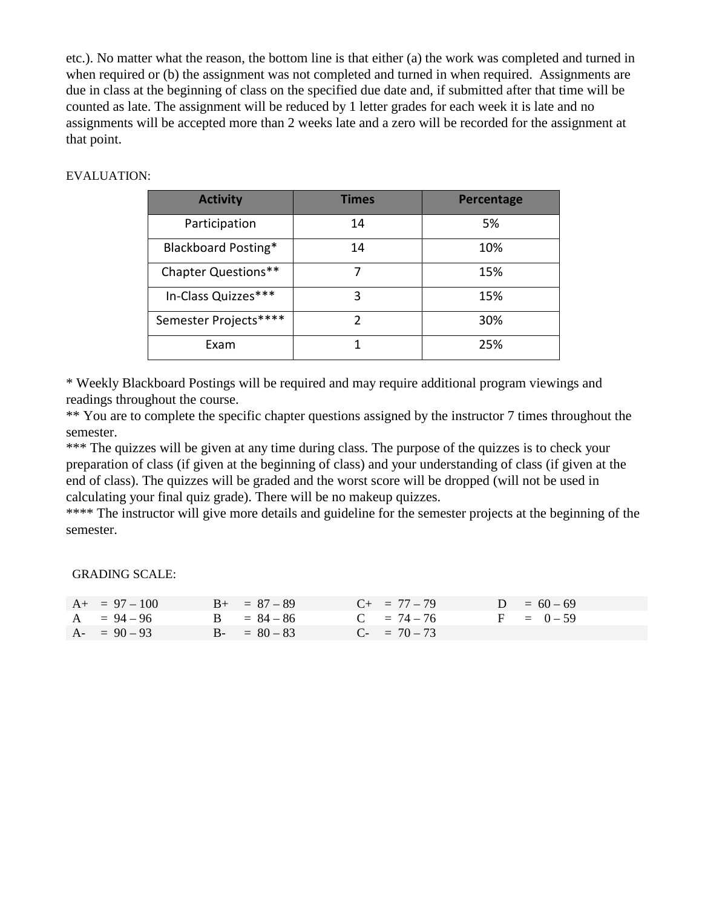etc.). No matter what the reason, the bottom line is that either (a) the work was completed and turned in when required or (b) the assignment was not completed and turned in when required. Assignments are due in class at the beginning of class on the specified due date and, if submitted after that time will be counted as late. The assignment will be reduced by 1 letter grades for each week it is late and no assignments will be accepted more than 2 weeks late and a zero will be recorded for the assignment at that point.

EVALUATION:

| Activity | Times | Percentage |
|---|---|---|
| Participation | 14 | 5% |
| Blackboard Posting* | 14 | 10% |
| Chapter Questions** | 7 | 15% |
| In-Class Quizzes*** | 3 | 15% |
| Semester Projects**** | 2 | 30% |
| Exam | 1 | 25% |

* Weekly Blackboard Postings will be required and may require additional program viewings and readings throughout the course.
** You are to complete the specific chapter questions assigned by the instructor 7 times throughout the semester.
*** The quizzes will be given at any time during class. The purpose of the quizzes is to check your preparation of class (if given at the beginning of class) and your understanding of class (if given at the end of class). The quizzes will be graded and the worst score will be dropped (will not be used in calculating your final quiz grade). There will be no makeup quizzes.
**** The instructor will give more details and guideline for the semester projects at the beginning of the semester.

GRADING SCALE:

| | | | |
|---|---|---|---|
| A+ = 97 – 100 | B+ = 87 – 89 | C+ = 77 – 79 | D = 60 – 69 |
| A = 94 – 96 | B = 84 – 86 | C = 74 – 76 | F = 0 – 59 |
| A- = 90 – 93 | B- = 80 – 83 | C- = 70 – 73 | |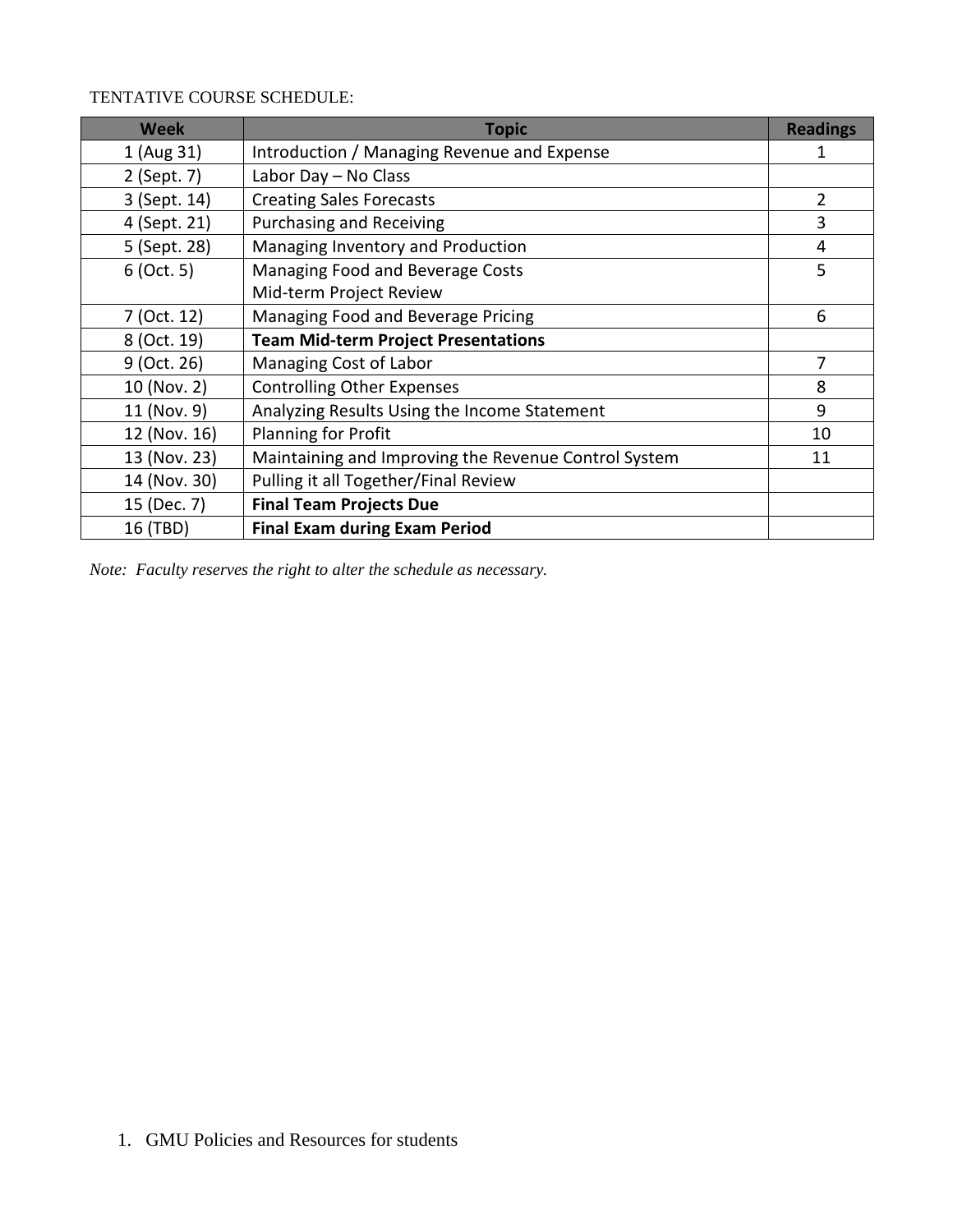TENTATIVE COURSE SCHEDULE:

| Week | Topic | Readings |
|---|---|---|
| 1 (Aug 31) | Introduction / Managing Revenue and Expense | 1 |
| 2 (Sept. 7) | Labor Day – No Class | |
| 3 (Sept. 14) | Creating Sales Forecasts | 2 |
| 4 (Sept. 21) | Purchasing and Receiving | 3 |
| 5 (Sept. 28) | Managing Inventory and Production | 4 |
| 6 (Oct. 5) | Managing Food and Beverage Costs<br>Mid-term Project Review | 5 |
| 7 (Oct. 12) | Managing Food and Beverage Pricing | 6 |
| 8 (Oct. 19) | **Team Mid-term Project Presentations** | |
| 9 (Oct. 26) | Managing Cost of Labor | 7 |
| 10 (Nov. 2) | Controlling Other Expenses | 8 |
| 11 (Nov. 9) | Analyzing Results Using the Income Statement | 9 |
| 12 (Nov. 16) | Planning for Profit | 10 |
| 13 (Nov. 23) | Maintaining and Improving the Revenue Control System | 11 |
| 14 (Nov. 30) | Pulling it all Together/Final Review | |
| 15 (Dec. 7) | **Final Team Projects Due** | |
| 16 (TBD) | **Final Exam during Exam Period** | |

*Note: Faculty reserves the right to alter the schedule as necessary.*

1. GMU Policies and Resources for students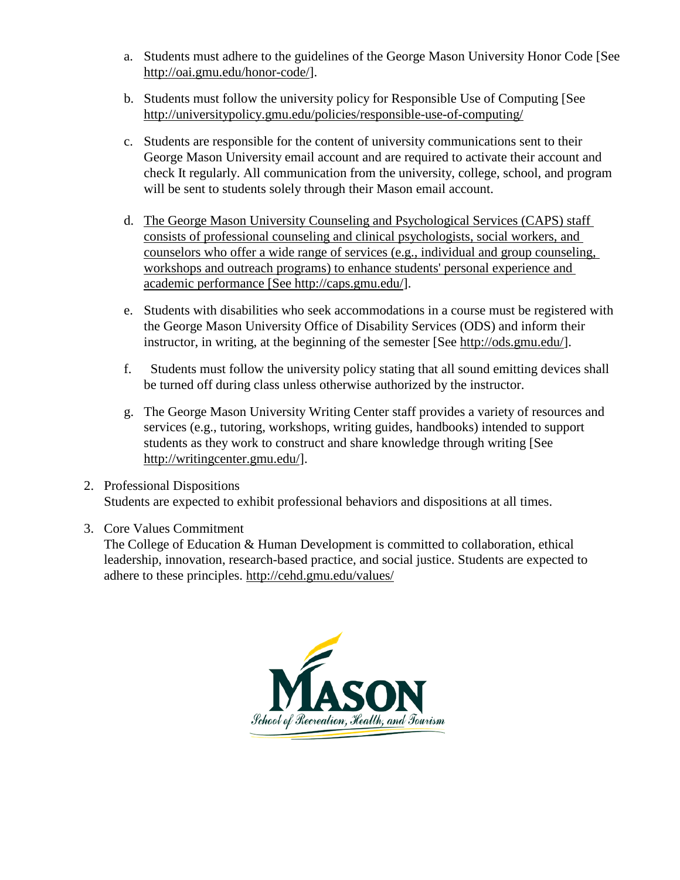a. Students must adhere to the guidelines of the George Mason University Honor Code [See http://oai.gmu.edu/honor-code/].

b. Students must follow the university policy for Responsible Use of Computing [See http://universitypolicy.gmu.edu/policies/responsible-use-of-computing/

c. Students are responsible for the content of university communications sent to their George Mason University email account and are required to activate their account and check It regularly. All communication from the university, college, school, and program will be sent to students solely through their Mason email account.

d. The George Mason University Counseling and Psychological Services (CAPS) staff consists of professional counseling and clinical psychologists, social workers, and counselors who offer a wide range of services (e.g., individual and group counseling, workshops and outreach programs) to enhance students' personal experience and academic performance [See http://caps.gmu.edu/].

e. Students with disabilities who seek accommodations in a course must be registered with the George Mason University Office of Disability Services (ODS) and inform their instructor, in writing, at the beginning of the semester [See http://ods.gmu.edu/].

f. Students must follow the university policy stating that all sound emitting devices shall be turned off during class unless otherwise authorized by the instructor.

g. The George Mason University Writing Center staff provides a variety of resources and services (e.g., tutoring, workshops, writing guides, handbooks) intended to support students as they work to construct and share knowledge through writing [See http://writingcenter.gmu.edu/].

2. Professional Dispositions
   Students are expected to exhibit professional behaviors and dispositions at all times.

3. Core Values Commitment
   The College of Education & Human Development is committed to collaboration, ethical leadership, innovation, research-based practice, and social justice. Students are expected to adhere to these principles. http://cehd.gmu.edu/values/

MASON
School of Recreation, Health, and Tourism